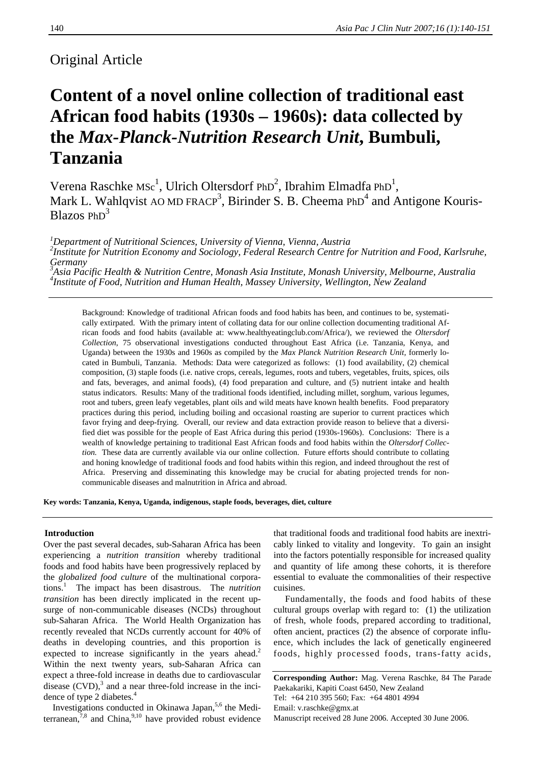Original Article

# Content of a novel online collection of traditional east African food habits (1930s – 1960s): data collected by the *Max-Planck-Nutrition Research Unit*, Bumbuli, Tanzania

Verena Raschke MSc[1], Ulrich Oltersdorf PhD[2], Ibrahim Elmadfa PhD[1], Mark L. Wahlqvist AO MD FRACP[3], Birinder S. B. Cheema PhD[4] and Antigone Kouris-Blazos PhD[3]

[1]*Department of Nutritional Sciences, University of Vienna, Vienna, Austria*
[2]*Institute for Nutrition Economy and Sociology, Federal Research Centre for Nutrition and Food, Karlsruhe, Germany*
[3]*Asia Pacific Health & Nutrition Centre, Monash Asia Institute, Monash University, Melbourne, Australia*
[4]*Institute of Food, Nutrition and Human Health, Massey University, Wellington, New Zealand*

Background: Knowledge of traditional African foods and food habits has been, and continues to be, systematically extirpated. With the primary intent of collating data for our online collection documenting traditional African foods and food habits (available at: www.healthyeatingclub.com/Africa/), we reviewed the *Oltersdorf Collection,* 75 observational investigations conducted throughout East Africa (i.e. Tanzania, Kenya, and Uganda) between the 1930s and 1960s as compiled by the *Max Planck Nutrition Research Unit,* formerly located in Bumbuli, Tanzania. Methods: Data were categorized as follows: (1) food availability, (2) chemical composition, (3) staple foods (i.e. native crops, cereals, legumes, roots and tubers, vegetables, fruits, spices, oils and fats, beverages, and animal foods), (4) food preparation and culture, and (5) nutrient intake and health status indicators. Results: Many of the traditional foods identified, including millet, sorghum, various legumes, root and tubers, green leafy vegetables, plant oils and wild meats have known health benefits. Food preparatory practices during this period, including boiling and occasional roasting are superior to current practices which favor frying and deep-frying. Overall, our review and data extraction provide reason to believe that a diversified diet was possible for the people of East Africa during this period (1930s-1960s). Conclusions: There is a wealth of knowledge pertaining to traditional East African foods and food habits within the *Oltersdorf Collection.* These data are currently available via our online collection. Future efforts should contribute to collating and honing knowledge of traditional foods and food habits within this region, and indeed throughout the rest of Africa. Preserving and disseminating this knowledge may be crucial for abating projected trends for non-communicable diseases and malnutrition in Africa and abroad.

**Key words: Tanzania, Kenya, Uganda, indigenous, staple foods, beverages, diet, culture**

## Introduction

Over the past several decades, sub-Saharan Africa has been experiencing a *nutrition transition* whereby traditional foods and food habits have been progressively replaced by the *globalized food culture* of the multinational corporations.[1] The impact has been disastrous. The *nutrition transition* has been directly implicated in the recent upsurge of non-communicable diseases (NCDs) throughout sub-Saharan Africa. The World Health Organization has recently revealed that NCDs currently account for 40% of deaths in developing countries, and this proportion is expected to increase significantly in the years ahead.[2] Within the next twenty years, sub-Saharan Africa can expect a three-fold increase in deaths due to cardiovascular disease (CVD),[3] and a near three-fold increase in the incidence of type 2 diabetes.[4]

Investigations conducted in Okinawa Japan,[5,6] the Mediterranean,[7,8] and China,[9,10] have provided robust evidence that traditional foods and traditional food habits are inextricably linked to vitality and longevity. To gain an insight into the factors potentially responsible for increased quality and quantity of life among these cohorts, it is therefore essential to evaluate the commonalities of their respective cuisines.

Fundamentally, the foods and food habits of these cultural groups overlap with regard to: (1) the utilization of fresh, whole foods, prepared according to traditional, often ancient, practices (2) the absence of corporate influence, which includes the lack of genetically engineered foods, highly processed foods, trans-fatty acids,

**Corresponding Author:** Mag. Verena Raschke, 84 The Parade Paekakariki, Kapiti Coast 6450, New Zealand
Tel: +64 210 395 560; Fax: +64 4801 4994
Email: v.raschke@gmx.at
Manuscript received 28 June 2006. Accepted 30 June 2006.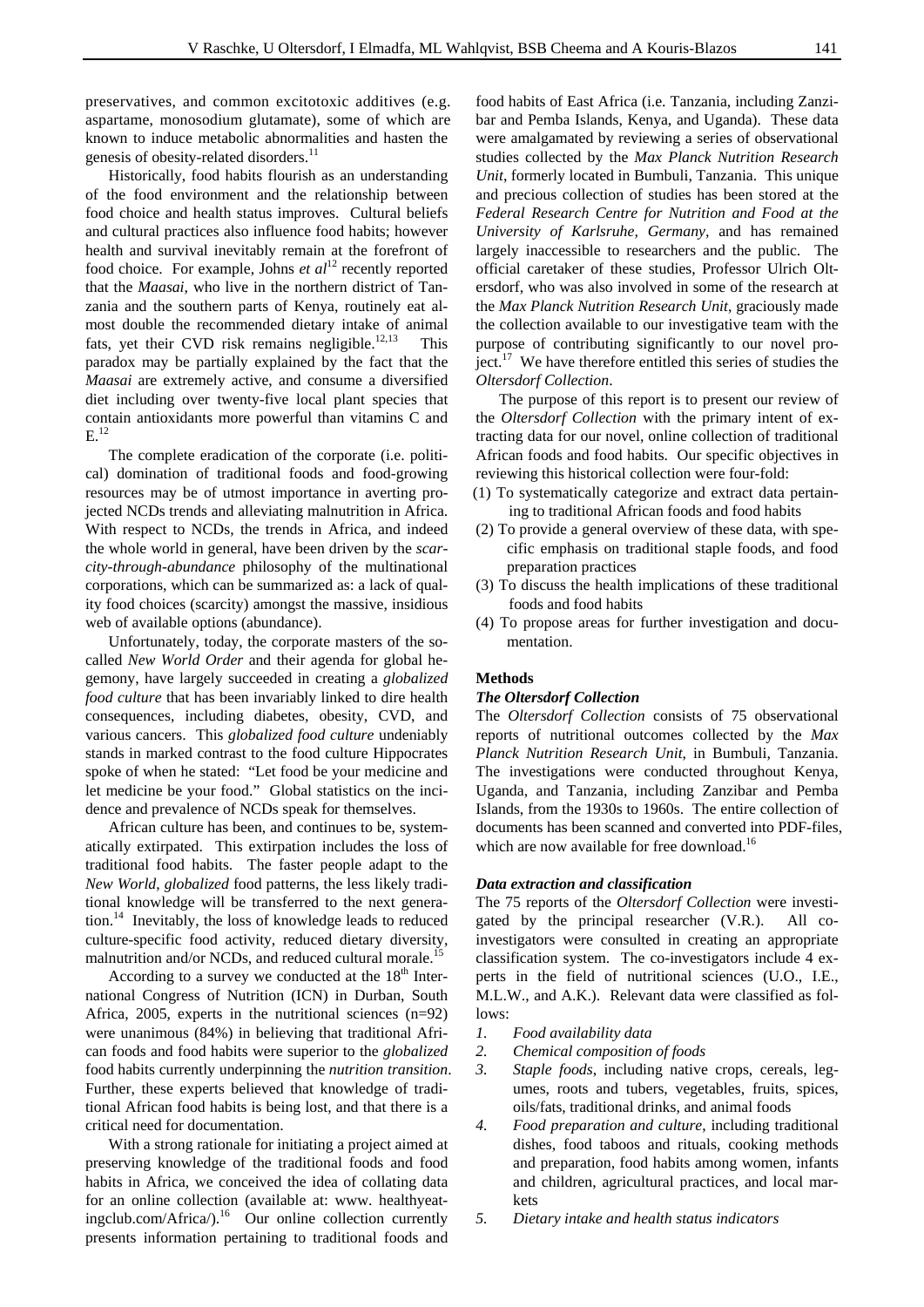preservatives, and common excitotoxic additives (e.g. aspartame, monosodium glutamate), some of which are known to induce metabolic abnormalities and hasten the genesis of obesity-related disorders.[11]

Historically, food habits flourish as an understanding of the food environment and the relationship between food choice and health status improves. Cultural beliefs and cultural practices also influence food habits; however health and survival inevitably remain at the forefront of food choice. For example, Johns *et al*[12] recently reported that the *Maasai*, who live in the northern district of Tanzania and the southern parts of Kenya, routinely eat almost double the recommended dietary intake of animal fats, yet their CVD risk remains negligible.[12,13] This paradox may be partially explained by the fact that the *Maasai* are extremely active, and consume a diversified diet including over twenty-five local plant species that contain antioxidants more powerful than vitamins C and E.[12]

The complete eradication of the corporate (i.e. political) domination of traditional foods and food-growing resources may be of utmost importance in averting projected NCDs trends and alleviating malnutrition in Africa. With respect to NCDs, the trends in Africa, and indeed the whole world in general, have been driven by the *scarcity-through-abundance* philosophy of the multinational corporations, which can be summarized as: a lack of quality food choices (scarcity) amongst the massive, insidious web of available options (abundance).

Unfortunately, today, the corporate masters of the so-called *New World Order* and their agenda for global hegemony, have largely succeeded in creating a *globalized food culture* that has been invariably linked to dire health consequences, including diabetes, obesity, CVD, and various cancers. This *globalized food culture* undeniably stands in marked contrast to the food culture Hippocrates spoke of when he stated: "Let food be your medicine and let medicine be your food." Global statistics on the incidence and prevalence of NCDs speak for themselves.

African culture has been, and continues to be, systematically extirpated. This extirpation includes the loss of traditional food habits. The faster people adapt to the *New World, globalized* food patterns, the less likely traditional knowledge will be transferred to the next generation.[14] Inevitably, the loss of knowledge leads to reduced culture-specific food activity, reduced dietary diversity, malnutrition and/or NCDs, and reduced cultural morale.[15]

According to a survey we conducted at the 18th International Congress of Nutrition (ICN) in Durban, South Africa, 2005, experts in the nutritional sciences (n=92) were unanimous (84%) in believing that traditional African foods and food habits were superior to the *globalized* food habits currently underpinning the *nutrition transition*. Further, these experts believed that knowledge of traditional African food habits is being lost, and that there is a critical need for documentation.

With a strong rationale for initiating a project aimed at preserving knowledge of the traditional foods and food habits in Africa, we conceived the idea of collating data for an online collection (available at: www. healthyeatingclub.com/Africa/).[16] Our online collection currently presents information pertaining to traditional foods and food habits of East Africa (i.e. Tanzania, including Zanzibar and Pemba Islands, Kenya, and Uganda). These data were amalgamated by reviewing a series of observational studies collected by the *Max Planck Nutrition Research Unit*, formerly located in Bumbuli, Tanzania. This unique and precious collection of studies has been stored at the *Federal Research Centre for Nutrition and Food at the University of Karlsruhe, Germany*, and has remained largely inaccessible to researchers and the public. The official caretaker of these studies, Professor Ulrich Oltersdorf, who was also involved in some of the research at the *Max Planck Nutrition Research Unit*, graciously made the collection available to our investigative team with the purpose of contributing significantly to our novel project.[17] We have therefore entitled this series of studies the *Oltersdorf Collection*.

The purpose of this report is to present our review of the *Oltersdorf Collection* with the primary intent of extracting data for our novel, online collection of traditional African foods and food habits. Our specific objectives in reviewing this historical collection were four-fold:

(1) To systematically categorize and extract data pertaining to traditional African foods and food habits
(2) To provide a general overview of these data, with specific emphasis on traditional staple foods, and food preparation practices
(3) To discuss the health implications of these traditional foods and food habits
(4) To propose areas for further investigation and documentation.

## Methods

### *The Oltersdorf Collection*

The *Oltersdorf Collection* consists of 75 observational reports of nutritional outcomes collected by the *Max Planck Nutrition Research Unit*, in Bumbuli, Tanzania. The investigations were conducted throughout Kenya, Uganda, and Tanzania, including Zanzibar and Pemba Islands, from the 1930s to 1960s. The entire collection of documents has been scanned and converted into PDF-files, which are now available for free download.[16]

### *Data extraction and classification*

The 75 reports of the *Oltersdorf Collection* were investigated by the principal researcher (V.R.). All co-investigators were consulted in creating an appropriate classification system. The co-investigators include 4 experts in the field of nutritional sciences (U.O., I.E., M.L.W., and A.K.). Relevant data were classified as follows:

1. *Food availability data*
2. *Chemical composition of foods*
3. *Staple foods*, including native crops, cereals, legumes, roots and tubers, vegetables, fruits, spices, oils/fats, traditional drinks, and animal foods
4. *Food preparation and culture*, including traditional dishes, food taboos and rituals, cooking methods and preparation, food habits among women, infants and children, agricultural practices, and local markets
5. *Dietary intake and health status indicators*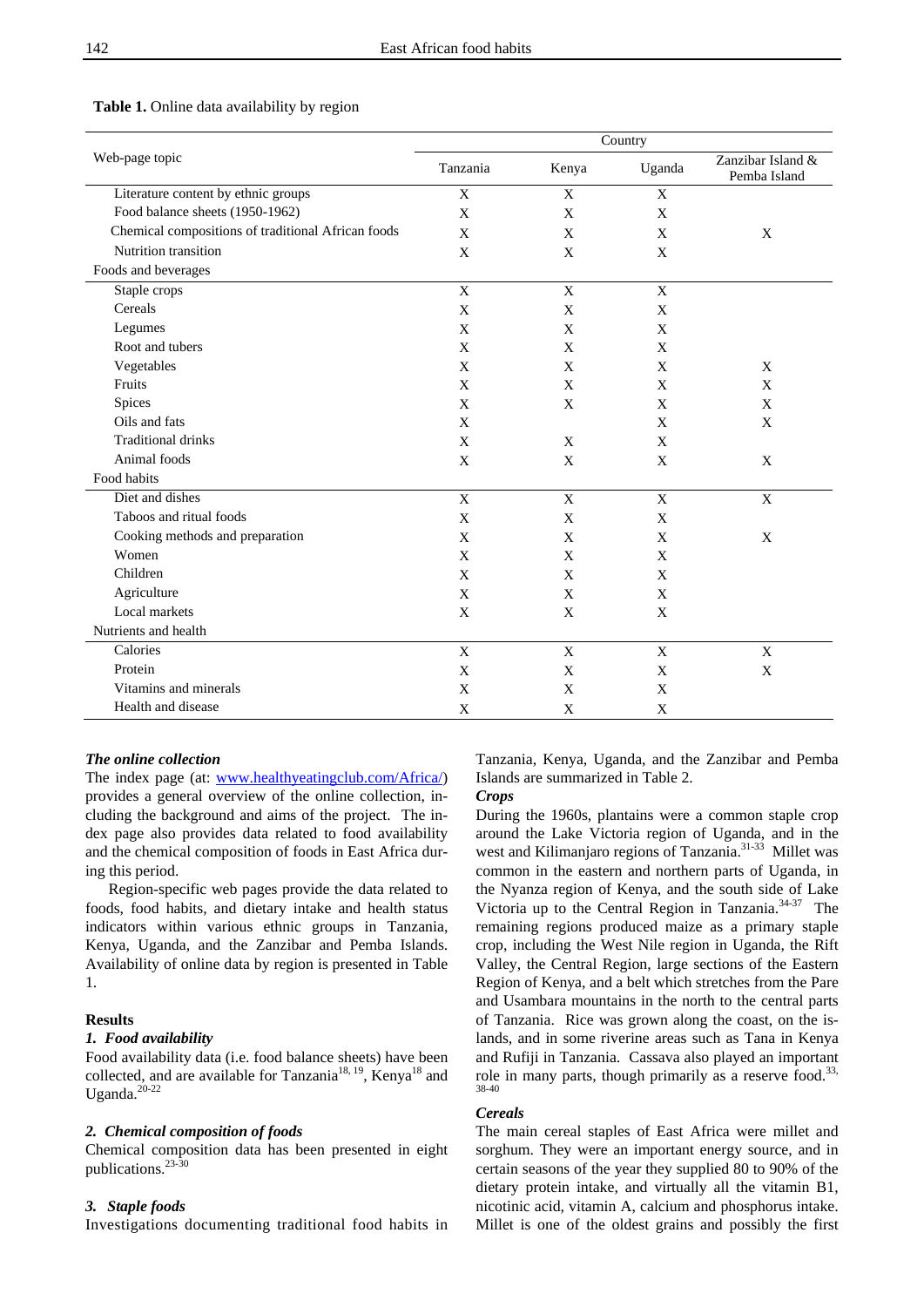**Table 1.** Online data availability by region

| Web-page topic | Country | | | |
|---|---|---|---|---|
| | Tanzania | Kenya | Uganda | Zanzibar Island & Pemba Island |
| Literature content by ethnic groups | X | X | X | |
| Food balance sheets (1950-1962) | X | X | X | |
| Chemical compositions of traditional African foods | X | X | X | X |
| Nutrition transition | X | X | X | |
| Foods and beverages | | | | |
| Staple crops | X | X | X | |
| Cereals | X | X | X | |
| Legumes | X | X | X | |
| Root and tubers | X | X | X | |
| Vegetables | X | X | X | X |
| Fruits | X | X | X | X |
| Spices | X | X | X | X |
| Oils and fats | X | | X | X |
| Traditional drinks | X | X | X | |
| Animal foods | X | X | X | X |
| Food habits | | | | |
| Diet and dishes | X | X | X | X |
| Taboos and ritual foods | X | X | X | |
| Cooking methods and preparation | X | X | X | X |
| Women | X | X | X | |
| Children | X | X | X | |
| Agriculture | X | X | X | |
| Local markets | X | X | X | |
| Nutrients and health | | | | |
| Calories | X | X | X | X |
| Protein | X | X | X | X |
| Vitamins and minerals | X | X | X | |
| Health and disease | X | X | X | |

***The online collection***

The index page (at: www.healthyeatingclub.com/Africa/) provides a general overview of the online collection, including the background and aims of the project. The index page also provides data related to food availability and the chemical composition of foods in East Africa during this period.

Region-specific web pages provide the data related to foods, food habits, and dietary intake and health status indicators within various ethnic groups in Tanzania, Kenya, Uganda, and the Zanzibar and Pemba Islands. Availability of online data by region is presented in Table 1.

## Results

### *1. Food availability*

Food availability data (i.e. food balance sheets) have been collected, and are available for Tanzania[18, 19], Kenya[18] and Uganda.[20-22]

### *2. Chemical composition of foods*

Chemical composition data has been presented in eight publications.[23-30]

### *3. Staple foods*

Investigations documenting traditional food habits in Tanzania, Kenya, Uganda, and the Zanzibar and Pemba Islands are summarized in Table 2.

***Crops***

During the 1960s, plantains were a common staple crop around the Lake Victoria region of Uganda, and in the west and Kilimanjaro regions of Tanzania.[31-33] Millet was common in the eastern and northern parts of Uganda, in the Nyanza region of Kenya, and the south side of Lake Victoria up to the Central Region in Tanzania.[34-37] The remaining regions produced maize as a primary staple crop, including the West Nile region in Uganda, the Rift Valley, the Central Region, large sections of the Eastern Region of Kenya, and a belt which stretches from the Pare and Usambara mountains in the north to the central parts of Tanzania. Rice was grown along the coast, on the islands, and in some riverine areas such as Tana in Kenya and Rufiji in Tanzania. Cassava also played an important role in many parts, though primarily as a reserve food.[33, 38-40]

***Cereals***

The main cereal staples of East Africa were millet and sorghum. They were an important energy source, and in certain seasons of the year they supplied 80 to 90% of the dietary protein intake, and virtually all the vitamin B1, nicotinic acid, vitamin A, calcium and phosphorus intake. Millet is one of the oldest grains and possibly the first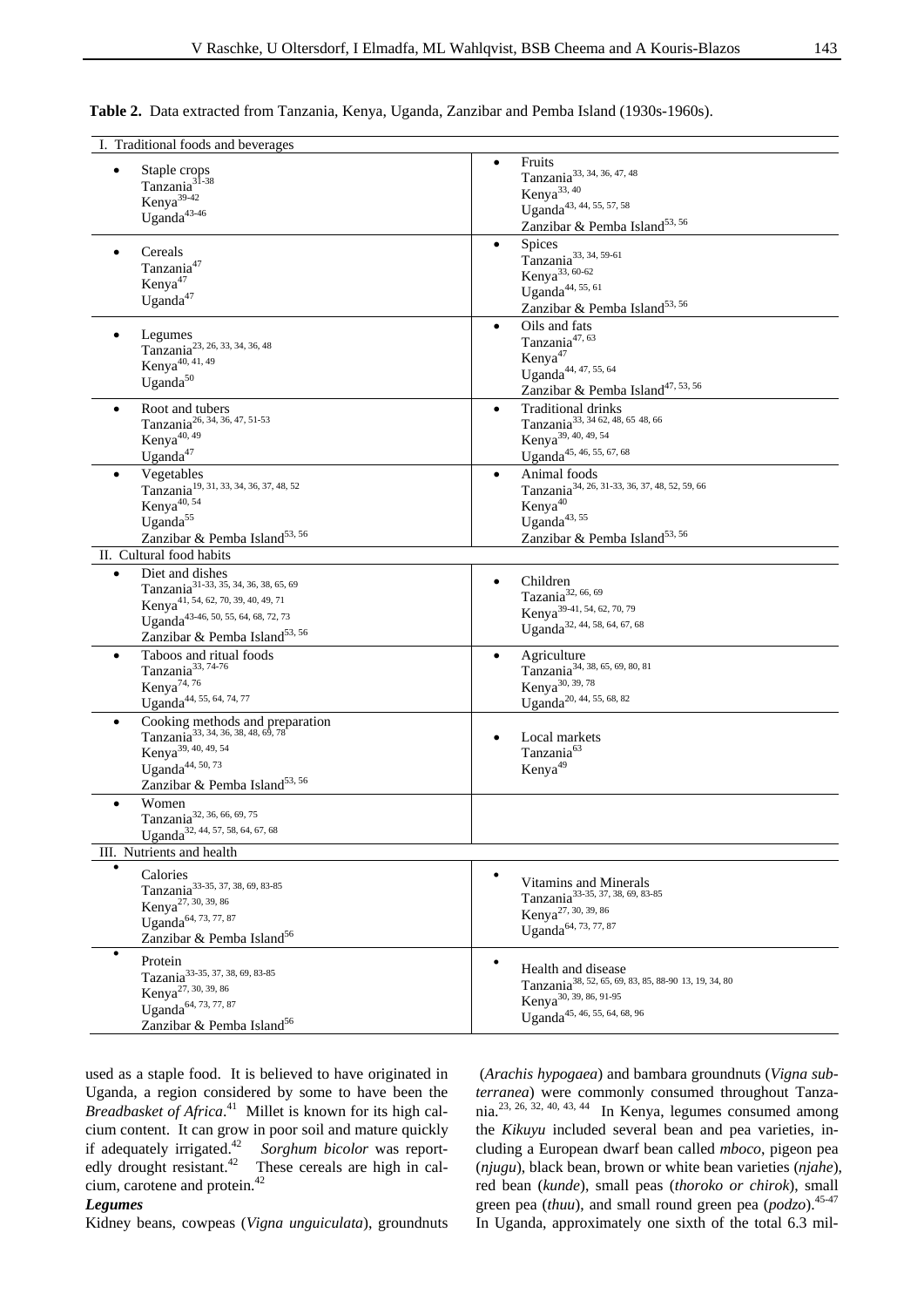**Table 2.** Data extracted from Tanzania, Kenya, Uganda, Zanzibar and Pemba Island (1930s-1960s).

| I. Traditional foods and beverages | |
|---|---|
| • Staple crops<br>Tanzania[31-38]<br>Kenya[39-42]<br>Uganda[43-46] | • Fruits<br>Tanzania[33, 34, 36, 47, 48]<br>Kenya[33, 40]<br>Uganda[43, 44, 55, 57, 58]<br>Zanzibar & Pemba Island[53, 56] |
| • Cereals<br>Tanzania[47]<br>Kenya[47]<br>Uganda[47] | • Spices<br>Tanzania[33, 34, 59-61]<br>Kenya[33, 60-62]<br>Uganda[44, 55, 61]<br>Zanzibar & Pemba Island[53, 56] |
| • Legumes<br>Tanzania[23, 26, 33, 34, 36, 48]<br>Kenya[40, 41, 49]<br>Uganda[50] | • Oils and fats<br>Tanzania[47, 63]<br>Kenya[47]<br>Uganda[44, 47, 55, 64]<br>Zanzibar & Pemba Island[47, 53, 56] |
| • Root and tubers<br>Tanzania[26, 34, 36, 47, 51-53]<br>Kenya[40, 49]<br>Uganda[47] | • Traditional drinks<br>Tanzania[33, 34 62, 48, 65 48, 66]<br>Kenya[39, 40, 49, 54]<br>Uganda[45, 46, 55, 67, 68] |
| • Vegetables<br>Tanzania[19, 31, 33, 34, 36, 37, 48, 52]<br>Kenya[40, 54]<br>Uganda[55]<br>Zanzibar & Pemba Island[53, 56] | • Animal foods<br>Tanzania[34, 26, 31-33, 36, 37, 48, 52, 59, 66]<br>Kenya[40]<br>Uganda[43, 55]<br>Zanzibar & Pemba Island[53, 56] |
| **II. Cultural food habits** | |
| • Diet and dishes<br>Tanzania[31-33, 35, 34, 36, 38, 65, 69]<br>Kenya[41, 54, 62, 70, 39, 40, 49, 71]<br>Uganda[43-46, 50, 55, 64, 68, 72, 73]<br>Zanzibar & Pemba Island[53, 56] | • Children<br>Tazania[32, 66, 69]<br>Kenya[39-41, 54, 62, 70, 79]<br>Uganda[32, 44, 58, 64, 67, 68] |
| • Taboos and ritual foods<br>Tanzania[33, 74-76]<br>Kenya[74, 76]<br>Uganda[44, 55, 64, 74, 77] | • Agriculture<br>Tanzania[34, 38, 65, 69, 80, 81]<br>Kenya[30, 39, 78]<br>Uganda[20, 44, 55, 68, 82] |
| • Cooking methods and preparation<br>Tanzania[33, 34, 36, 38, 48, 69, 78]<br>Kenya[39, 40, 49, 54]<br>Uganda[44, 50, 73]<br>Zanzibar & Pemba Island[53, 56] | • Local markets<br>Tanzania[63]<br>Kenya[49] |
| • Women<br>Tanzania[32, 36, 66, 69, 75]<br>Uganda[32, 44, 57, 58, 64, 67, 68] | |
| **III. Nutrients and health** | |
| • Calories<br>Tanzania[33-35, 37, 38, 69, 83-85]<br>Kenya[27, 30, 39, 86]<br>Uganda[64, 73, 77, 87]<br>Zanzibar & Pemba Island[56] | • Vitamins and Minerals<br>Tanzania[33-35, 37, 38, 69, 83-85]<br>Kenya[27, 30, 39, 86]<br>Uganda[64, 73, 77, 87] |
| • Protein<br>Tazania[33-35, 37, 38, 69, 83-85]<br>Kenya[27, 30, 39, 86]<br>Uganda[64, 73, 77, 87]<br>Zanzibar & Pemba Island[56] | • Health and disease<br>Tanzania[38, 52, 65, 69, 83, 85, 88-90 13, 19, 34, 80]<br>Kenya[30, 39, 86, 91-95]<br>Uganda[45, 46, 55, 64, 68, 96] |

used as a staple food. It is believed to have originated in Uganda, a region considered by some to have been the *Breadbasket of Africa*.[41] Millet is known for its high calcium content. It can grow in poor soil and mature quickly if adequately irrigated.[42] *Sorghum bicolor* was reportedly drought resistant.[42] These cereals are high in calcium, carotene and protein.[42]

***Legumes***

Kidney beans, cowpeas (*Vigna unguiculata*), groundnuts (*Arachis hypogaea*) and bambara groundnuts (*Vigna subterranea*) were commonly consumed throughout Tanzania.[23, 26, 32, 40, 43, 44] In Kenya, legumes consumed among the *Kikuyu* included several bean and pea varieties, including a European dwarf bean called *mboco*, pigeon pea (*njugu*), black bean, brown or white bean varieties (*njahe*), red bean (*kunde*), small peas (*thoroko or chirok*), small green pea (*thuu*), and small round green pea (*podzo*).[45-47] In Uganda, approximately one sixth of the total 6.3 mil-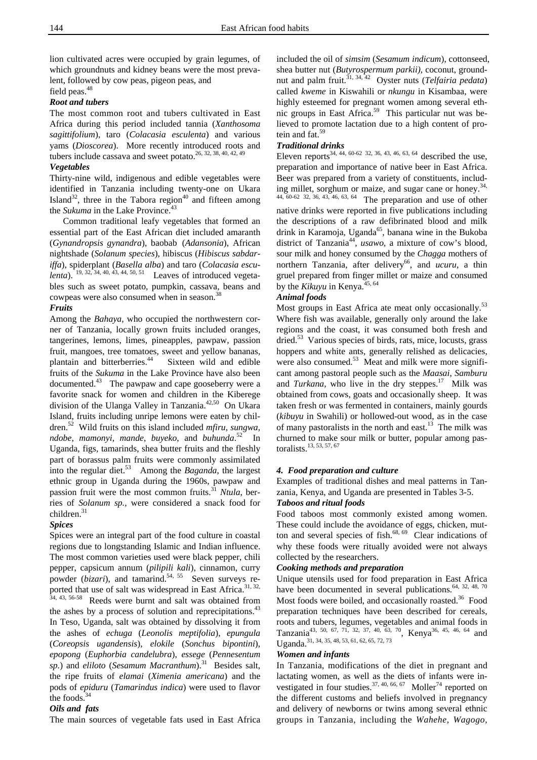lion cultivated acres were occupied by grain legumes, of which groundnuts and kidney beans were the most prevalent, followed by cow peas, pigeon peas, and field peas.[48]

### *Root and tubers*

The most common root and tubers cultivated in East Africa during this period included tannia (*Xanthosoma sagittifolium*), taro (*Colacasia esculenta*) and various yams (*Dioscorea*). More recently introduced roots and tubers include cassava and sweet potato.[26, 32, 38, 40, 42, 49]

### *Vegetables*

Thirty-nine wild, indigenous and edible vegetables were identified in Tanzania including twenty-one on Ukara Island[32], three in the Tabora region[40] and fifteen among the *Sukuma* in the Lake Province.[43]

Common traditional leafy vegetables that formed an essential part of the East African diet included amaranth (*Gynandropsis gynandra*), baobab (*Adansonia*), African nightshade (*Solanum species*), hibiscus (*Hibiscus sabdariffa*), spiderplant (*Basella alba*) and taro (*Colacasia esculenta*).[19, 32, 34, 40, 43, 44, 50, 51] Leaves of introduced vegetables such as sweet potato, pumpkin, cassava, beans and cowpeas were also consumed when in season.[38]

### *Fruits*

Among the *Bahaya*, who occupied the northwestern corner of Tanzania, locally grown fruits included oranges, tangerines, lemons, limes, pineapples, pawpaw, passion fruit, mangoes, tree tomatoes, sweet and yellow bananas, plantain and bitterberries.[44] Sixteen wild and edible fruits of the *Sukuma* in the Lake Province have also been documented.[43] The pawpaw and cape gooseberry were a favorite snack for women and children in the Kiberege division of the Ulanga Valley in Tanzania.[42,50] On Ukara Island, fruits including unripe lemons were eaten by children.[52] Wild fruits on this island included *mfiru, sungwa, ndobe, mamonyi, mande, buyeko,* and *buhunda*.[52] In Uganda, figs, tamarinds, shea butter fruits and the fleshly part of borassus palm fruits were commonly assimilated into the regular diet.[53] Among the *Baganda*, the largest ethnic group in Uganda during the 1960s, pawpaw and passion fruit were the most common fruits.[31] *Ntula*, berries of *Solanum sp.*, were considered a snack food for children.[31]

### *Spices*

Spices were an integral part of the food culture in coastal regions due to longstanding Islamic and Indian influence. The most common varieties used were black pepper, chili pepper, capsicum annum (*pilipili kali*), cinnamon, curry powder (*bizari*), and tamarind.[54, 55] Seven surveys reported that use of salt was widespread in East Africa.[31, 32, 34, 43, 56-58] Reeds were burnt and salt was obtained from the ashes by a process of solution and reprecipitations.[43] In Teso, Uganda, salt was obtained by dissolving it from the ashes of *echuga* (*Leonolis meptifolia*), *epungula* (*Coreopsis ugandensis*), *elokile* (*Sonchus bipontini*), *epopong* (*Euphorbia candelubra*), *essege* (*Pennesentum sp.*) and *eliloto* (*Sesamum Macranthum*).[31] Besides salt, the ripe fruits of *elamai* (*Ximenia americana*) and the pods of *epiduru* (*Tamarindus indica*) were used to flavor the foods.[34]

### *Oils and fats*

The main sources of vegetable fats used in East Africa included the oil of *simsim* (*Sesamum indicum*), cottonseed, shea butter nut (*Butyrospermum parkii)*, coconut, groundnut and palm fruit.[31, 34, 42] Oyster nuts (*Telfairia pedata*) called *kweme* in Kiswahili or *nkungu* in Kisambaa, were highly esteemed for pregnant women among several ethnic groups in East Africa.[59] This particular nut was believed to promote lactation due to a high content of protein and fat.[59]

### *Traditional drinks*

Eleven reports[34, 44, 60-62 32, 36, 43, 46, 63, 64] described the use, preparation and importance of native beer in East Africa. Beer was prepared from a variety of constituents, including millet, sorghum or maize, and sugar cane or honey.[34, 44, 60-62 32, 36, 43, 46, 63, 64] The preparation and use of other native drinks were reported in five publications including the descriptions of a raw defibrinated blood and milk drink in Karamoja, Uganda[65], banana wine in the Bukoba district of Tanzania[44], *usawo*, a mixture of cow's blood, sour milk and honey consumed by the *Chagga* mothers of northern Tanzania, after delivery[66], and *ucuru*, a thin gruel prepared from finger millet or maize and consumed by the *Kikuyu* in Kenya.[45, 64]

### *Animal foods*

Most groups in East Africa ate meat only occasionally.[53] Where fish was available, generally only around the lake regions and the coast, it was consumed both fresh and dried.[53] Various species of birds, rats, mice, locusts, grass hoppers and white ants, generally relished as delicacies, were also consumed.[53] Meat and milk were more significant among pastoral people such as the *Maasai, Samburu* and *Turkana*, who live in the dry steppes.[17] Milk was obtained from cows, goats and occasionally sheep. It was taken fresh or was fermented in containers, mainly gourds (*kibuyu* in Swahili) or hollowed-out wood, as in the case of many pastoralists in the north and east.[13] The milk was churned to make sour milk or butter, popular among pastoralists.[13, 53, 57, 67]

## *4. Food preparation and culture*

Examples of traditional dishes and meal patterns in Tanzania, Kenya, and Uganda are presented in Tables 3-5.

### *Taboos and ritual foods*

Food taboos most commonly existed among women. These could include the avoidance of eggs, chicken, mutton and several species of fish.[68, 69] Clear indications of why these foods were ritually avoided were not always collected by the researchers.

### *Cooking methods and preparation*

Unique utensils used for food preparation in East Africa have been documented in several publications.[64, 32, 48, 70] Most foods were boiled, and occasionally roasted.[36] Food preparation techniques have been described for cereals, roots and tubers, legumes, vegetables and animal foods in Tanzania[43, 50, 67, 71, 32, 37, 40, 63, 70], Kenya[36, 45, 46, 64] and Uganda.[31, 34, 35, 48, 53, 61, 62, 65, 72, 73]

### *Women and infants*

In Tanzania, modifications of the diet in pregnant and lactating women, as well as the diets of infants were investigated in four studies.[37, 40, 66, 67] Moller[74] reported on the different customs and beliefs involved in pregnancy and delivery of newborns or twins among several ethnic groups in Tanzania, including the *Wahehe, Wagogo,*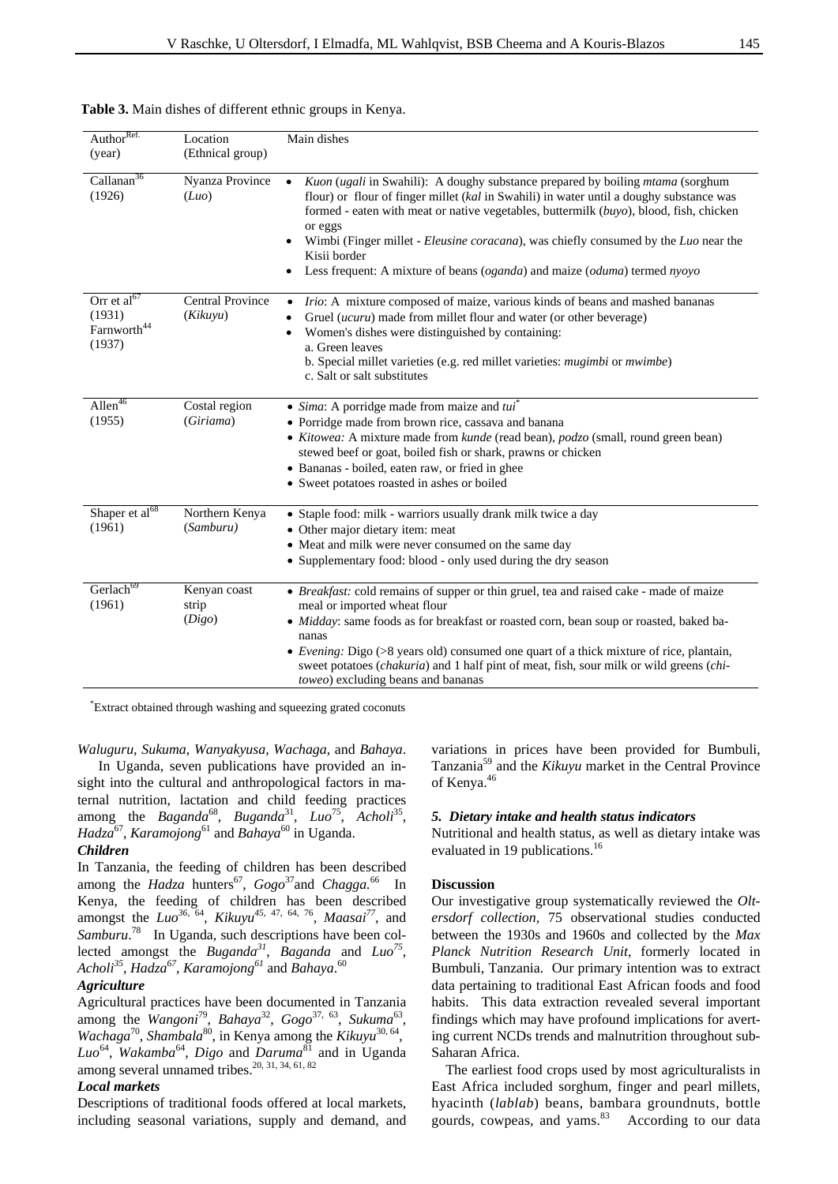**Table 3.** Main dishes of different ethnic groups in Kenya.

| Author[Ref.] (year) | Location (Ethnical group) | Main dishes |
|---|---|---|
| Callanan[36] (1926) | Nyanza Province (*Luo*) | • *Kuon* (*ugali* in Swahili): A doughy substance prepared by boiling *mtama* (sorghum flour) or flour of finger millet (*kal* in Swahili) in water until a doughy substance was formed - eaten with meat or native vegetables, buttermilk (*buyo*), blood, fish, chicken or eggs<br>• Wimbi (Finger millet - *Eleusine coracana*), was chiefly consumed by the *Luo* near the Kisii border<br>• Less frequent: A mixture of beans (*oganda*) and maize (*oduma*) termed *nyoyo* |
| Orr et al[67] (1931) Farnworth[44] (1937) | Central Province (*Kikuyu*) | • *Irio*: A mixture composed of maize, various kinds of beans and mashed bananas<br>• Gruel (*ucuru*) made from millet flour and water (or other beverage)<br>• Women's dishes were distinguished by containing:<br>a. Green leaves<br>b. Special millet varieties (e.g. red millet varieties: *mugimbi* or *mwimbe*)<br>c. Salt or salt substitutes |
| Allen[46] (1955) | Costal region (*Giriama*) | • *Sima*: A porridge made from maize and *tui*\*<br>• Porridge made from brown rice, cassava and banana<br>• *Kitowea:* A mixture made from *kunde* (read bean), *podzo* (small, round green bean) stewed beef or goat, boiled fish or shark, prawns or chicken<br>• Bananas - boiled, eaten raw, or fried in ghee<br>• Sweet potatoes roasted in ashes or boiled |
| Shaper et al[68] (1961) | Northern Kenya (*Samburu)* | • Staple food: milk - warriors usually drank milk twice a day<br>• Other major dietary item: meat<br>• Meat and milk were never consumed on the same day<br>• Supplementary food: blood - only used during the dry season |
| Gerlach[69] (1961) | Kenyan coast strip (*Digo*) | • *Breakfast:* cold remains of supper or thin gruel, tea and raised cake - made of maize meal or imported wheat flour<br>• *Midday*: same foods as for breakfast or roasted corn, bean soup or roasted, baked bananas<br>• *Evening:* Digo (>8 years old) consumed one quart of a thick mixture of rice, plantain, sweet potatoes (*chakuria*) and 1 half pint of meat, fish, sour milk or wild greens (*chitoweo*) excluding beans and bananas |

\*Extract obtained through washing and squeezing grated coconuts

*Waluguru*, *Sukuma*, *Wanyakyusa*, *Wachaga*, and *Bahaya*.

In Uganda, seven publications have provided an insight into the cultural and anthropological factors in maternal nutrition, lactation and child feeding practices among the *Baganda*[68], *Buganda*[31], *Luo*[75], *Acholi*[35], *Hadza*[67], *Karamojong*[61] and *Bahaya*[60] in Uganda.

***Children***

In Tanzania, the feeding of children has been described among the *Hadza* hunters[67], *Gogo*[37] and *Chagga.*[66] In Kenya, the feeding of children has been described amongst the *Luo*[36, 64], *Kikuyu*[45, 47, 64, 76], *Maasai*[77], and *Samburu*.[78] In Uganda, such descriptions have been collected amongst the *Buganda*[31], *Baganda* and *Luo*[75], *Acholi*[35], *Hadza*[67], *Karamojong*[61] and *Bahaya*.[60]

***Agriculture***

Agricultural practices have been documented in Tanzania among the *Wangoni*[79], *Bahaya*[32], *Gogo*[37, 63], *Sukuma*[63], *Wachaga*[70], *Shambala*[80], in Kenya among the *Kikuyu*[30, 64], *Luo*[64], *Wakamba*[64], *Digo* and *Daruma*[81] and in Uganda among several unnamed tribes.[20, 31, 34, 61, 82]

***Local markets***

Descriptions of traditional foods offered at local markets, including seasonal variations, supply and demand, and variations in prices have been provided for Bumbuli, Tanzania[59] and the *Kikuyu* market in the Central Province of Kenya.[46]

### *5. Dietary intake and health status indicators*

Nutritional and health status, as well as dietary intake was evaluated in 19 publications.[16]

## Discussion

Our investigative group systematically reviewed the *Oltersdorf collection,* 75 observational studies conducted between the 1930s and 1960s and collected by the *Max Planck Nutrition Research Unit*, formerly located in Bumbuli, Tanzania. Our primary intention was to extract data pertaining to traditional East African foods and food habits. This data extraction revealed several important findings which may have profound implications for averting current NCDs trends and malnutrition throughout sub-Saharan Africa.

The earliest food crops used by most agriculturalists in East Africa included sorghum, finger and pearl millets, hyacinth (*lablab*) beans, bambara groundnuts, bottle gourds, cowpeas, and yams.[83] According to our data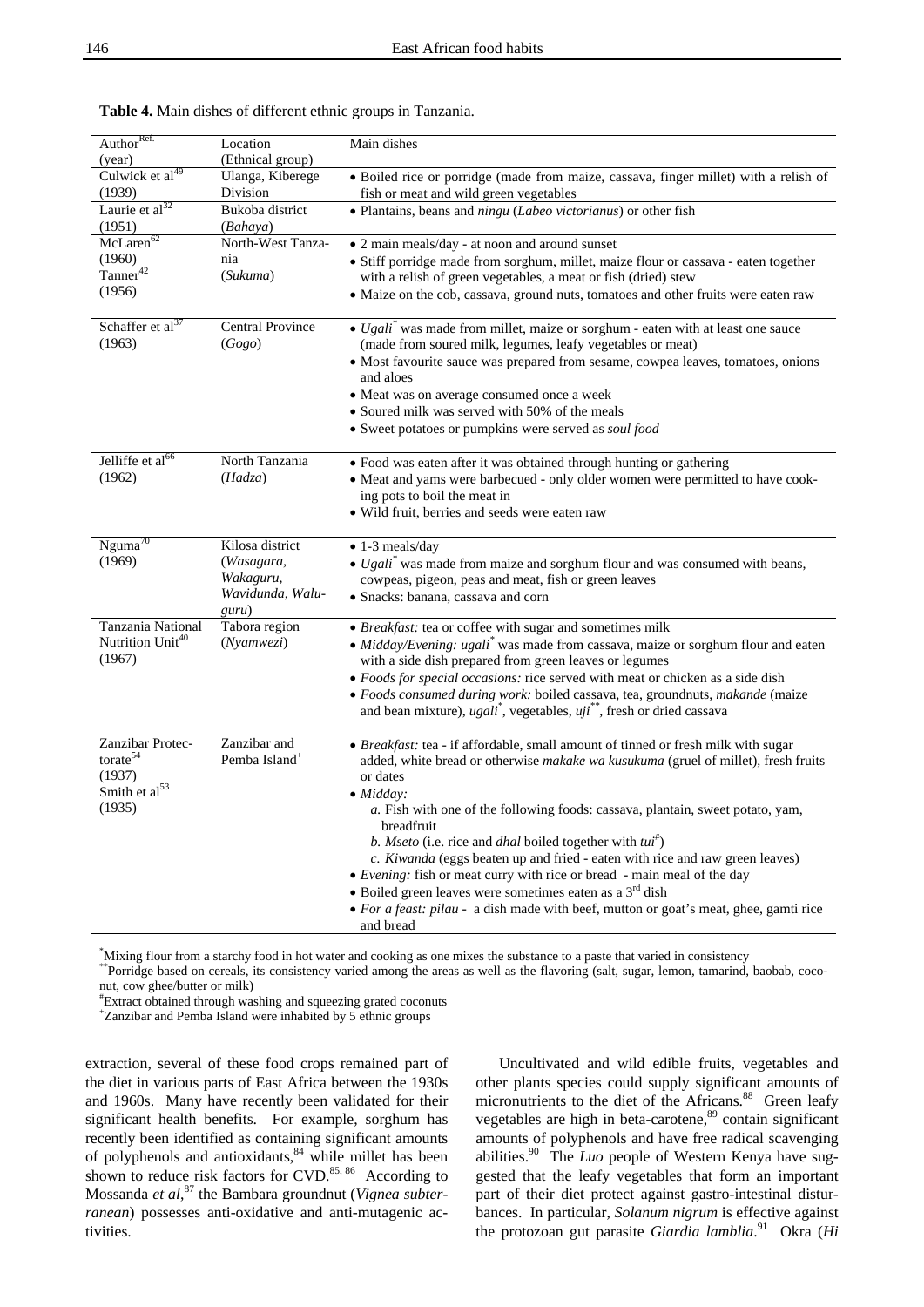**Table 4.** Main dishes of different ethnic groups in Tanzania.

| Author[Ref.] (year) | Location (Ethnical group) | Main dishes |
|---|---|---|
| Culwick et al[49] (1939) | Ulanga, Kiberege Division | • Boiled rice or porridge (made from maize, cassava, finger millet) with a relish of fish or meat and wild green vegetables |
| Laurie et al[32] (1951) | Bukoba district (*Bahaya*) | • Plantains, beans and *ningu* (*Labeo victorianus*) or other fish |
| McLaren[62] (1960) Tanner[42] (1956) | North-West Tanzania (*Sukuma*) | • 2 main meals/day - at noon and around sunset • Stiff porridge made from sorghum, millet, maize flour or cassava - eaten together with a relish of green vegetables, a meat or fish (dried) stew • Maize on the cob, cassava, ground nuts, tomatoes and other fruits were eaten raw |
| Schaffer et al[37] (1963) | Central Province (*Gogo*) | • *Ugali*[*] was made from millet, maize or sorghum - eaten with at least one sauce (made from soured milk, legumes, leafy vegetables or meat) • Most favourite sauce was prepared from sesame, cowpea leaves, tomatoes, onions and aloes • Meat was on average consumed once a week • Soured milk was served with 50% of the meals • Sweet potatoes or pumpkins were served as *soul food* |
| Jelliffe et al[66] (1962) | North Tanzania (*Hadza*) | • Food was eaten after it was obtained through hunting or gathering • Meat and yams were barbecued - only older women were permitted to have cooking pots to boil the meat in • Wild fruit, berries and seeds were eaten raw |
| Nguma[70] (1969) | Kilosa district (*Wasagara, Wakaguru, Wavidunda, Waluguru*) | • 1-3 meals/day • *Ugali*[*] was made from maize and sorghum flour and was consumed with beans, cowpeas, pigeon, peas and meat, fish or green leaves • Snacks: banana, cassava and corn |
| Tanzania National Nutrition Unit[40] (1967) | Tabora region (*Nyamwezi*) | • *Breakfast:* tea or coffee with sugar and sometimes milk • *Midday/Evening: ugali*[*] was made from cassava, maize or sorghum flour and eaten with a side dish prepared from green leaves or legumes • *Foods for special occasions:* rice served with meat or chicken as a side dish • *Foods consumed during work:* boiled cassava, tea, groundnuts, *makande* (maize and bean mixture), *ugali*[*], vegetables, *uji*[**], fresh or dried cassava |
| Zanzibar Protectorate[54] (1937) Smith et al[53] (1935) | Zanzibar and Pemba Island[+] | • *Breakfast:* tea - if affordable, small amount of tinned or fresh milk with sugar added, white bread or otherwise *makake wa kusukuma* (gruel of millet), fresh fruits or dates • *Midday:* *a.* Fish with one of the following foods: cassava, plantain, sweet potato, yam, breadfruit *b. Mseto* (i.e. rice and *dhal* boiled together with *tui*[#]) *c. Kiwanda* (eggs beaten up and fried - eaten with rice and raw green leaves) • *Evening:* fish or meat curry with rice or bread - main meal of the day • Boiled green leaves were sometimes eaten as a 3rd dish • *For a feast: pilau* - a dish made with beef, mutton or goat's meat, ghee, gamti rice and bread |

[*]Mixing flour from a starchy food in hot water and cooking as one mixes the substance to a paste that varied in consistency
[**]Porridge based on cereals, its consistency varied among the areas as well as the flavoring (salt, sugar, lemon, tamarind, baobab, coconut, cow ghee/butter or milk)
[#]Extract obtained through washing and squeezing grated coconuts
[+]Zanzibar and Pemba Island were inhabited by 5 ethnic groups

extraction, several of these food crops remained part of the diet in various parts of East Africa between the 1930s and 1960s. Many have recently been validated for their significant health benefits. For example, sorghum has recently been identified as containing significant amounts of polyphenols and antioxidants,[84] while millet has been shown to reduce risk factors for CVD.[85, 86] According to Mossanda *et al*,[87] the Bambara groundnut (*Vignea subterranean*) possesses anti-oxidative and anti-mutagenic activities.

Uncultivated and wild edible fruits, vegetables and other plants species could supply significant amounts of micronutrients to the diet of the Africans.[88] Green leafy vegetables are high in beta-carotene,[89] contain significant amounts of polyphenols and have free radical scavenging abilities.[90] The *Luo* people of Western Kenya have suggested that the leafy vegetables that form an important part of their diet protect against gastro-intestinal disturbances. In particular, *Solanum nigrum* is effective against the protozoan gut parasite *Giardia lamblia*.[91] Okra (*Hi*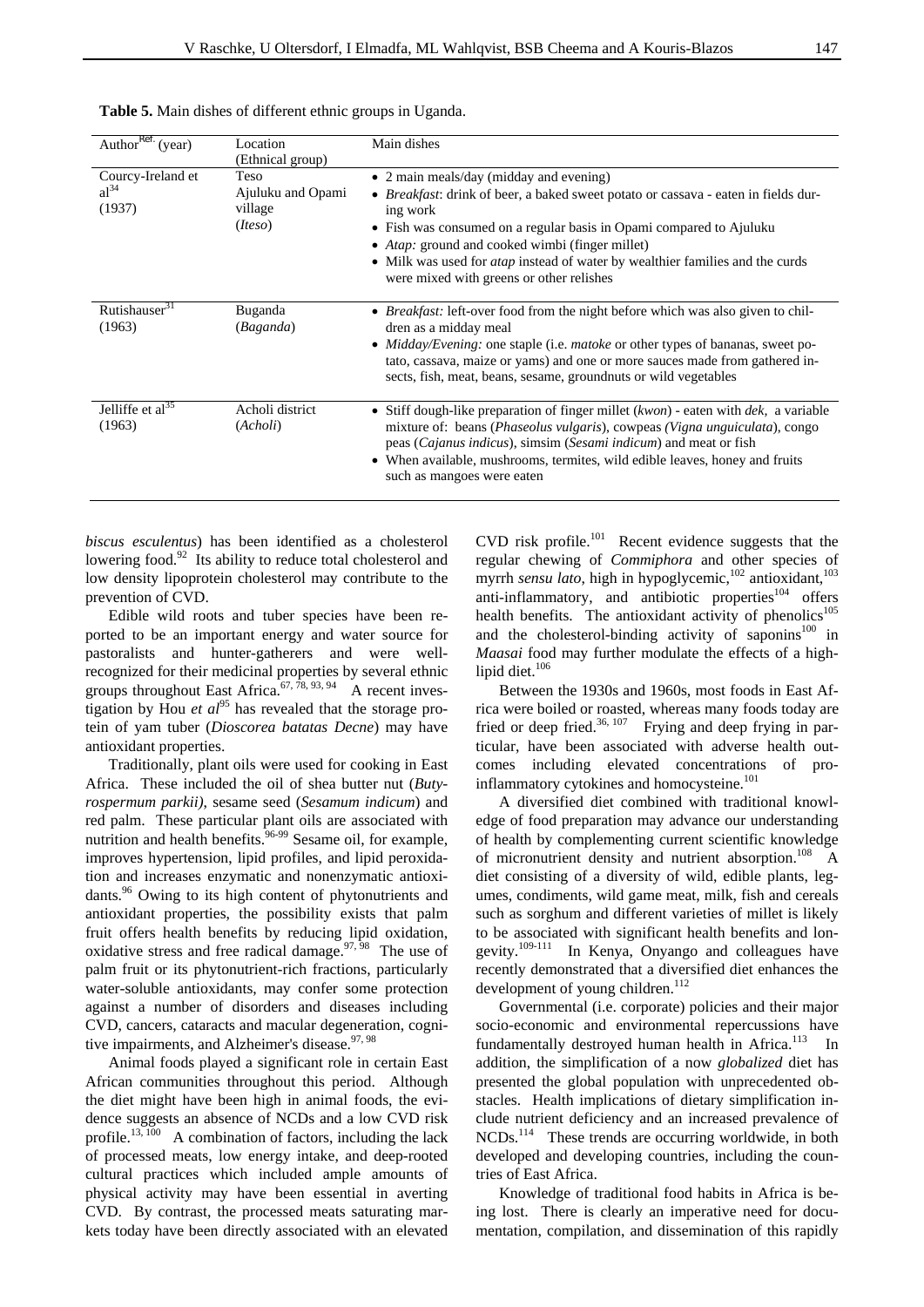**Table 5.** Main dishes of different ethnic groups in Uganda.

| Author[Ref.] (year) | Location (Ethnic group) | Main dishes |
|---|---|---|
| Courcy-Ireland et al[34] (1937) | Teso Ajuluku and Opami village (*Iteso*) | • 2 main meals/day (midday and evening) • *Breakfast*: drink of beer, a baked sweet potato or cassava - eaten in fields during work • Fish was consumed on a regular basis in Opami compared to Ajuluku • *Atap:* ground and cooked wimbi (finger millet) • Milk was used for *atap* instead of water by wealthier families and the curds were mixed with greens or other relishes |
| Rutishauser[31] (1963) | Buganda (*Baganda*) | • *Breakfast:* left-over food from the night before which was also given to children as a midday meal • *Midday/Evening:* one staple (i.e. *matoke* or other types of bananas, sweet potato, cassava, maize or yams) and one or more sauces made from gathered insects, fish, meat, beans, sesame, groundnuts or wild vegetables |
| Jelliffe et al[35] (1963) | Acholi district (*Acholi*) | • Stiff dough-like preparation of finger millet (*kwon*) - eaten with *dek,* a variable mixture of: beans (*Phaseolus vulgaris*), cowpeas *(Vigna unguiculata*), congo peas (*Cajanus indicus*), simsim (*Sesami indicum*) and meat or fish • When available, mushrooms, termites, wild edible leaves, honey and fruits such as mangoes were eaten |

*biscus esculentus*) has been identified as a cholesterol lowering food.[92] Its ability to reduce total cholesterol and low density lipoprotein cholesterol may contribute to the prevention of CVD.

Edible wild roots and tuber species have been reported to be an important energy and water source for pastoralists and hunter-gatherers and were well-recognized for their medicinal properties by several ethnic groups throughout East Africa.[67, 78, 93, 94] A recent investigation by Hou *et al*[95] has revealed that the storage protein of yam tuber (*Dioscorea batatas Decne*) may have antioxidant properties.

Traditionally, plant oils were used for cooking in East Africa. These included the oil of shea butter nut (*Butyrospermum parkii)*, sesame seed (*Sesamum indicum*) and red palm. These particular plant oils are associated with nutrition and health benefits.[96-99] Sesame oil, for example, improves hypertension, lipid profiles, and lipid peroxidation and increases enzymatic and nonenzymatic antioxidants.[96] Owing to its high content of phytonutrients and antioxidant properties, the possibility exists that palm fruit offers health benefits by reducing lipid oxidation, oxidative stress and free radical damage.[97, 98] The use of palm fruit or its phytonutrient-rich fractions, particularly water-soluble antioxidants, may confer some protection against a number of disorders and diseases including CVD, cancers, cataracts and macular degeneration, cognitive impairments, and Alzheimer's disease.[97, 98]

Animal foods played a significant role in certain East African communities throughout this period. Although the diet might have been high in animal foods, the evidence suggests an absence of NCDs and a low CVD risk profile.[13, 100] A combination of factors, including the lack of processed meats, low energy intake, and deep-rooted cultural practices which included ample amounts of physical activity may have been essential in averting CVD. By contrast, the processed meats saturating markets today have been directly associated with an elevated CVD risk profile.[101] Recent evidence suggests that the regular chewing of *Commiphora* and other species of myrrh *sensu lato*, high in hypoglycemic,[102] antioxidant,[103] anti-inflammatory, and antibiotic properties[104] offers health benefits. The antioxidant activity of phenolics[105] and the cholesterol-binding activity of saponins[100] in *Maasai* food may further modulate the effects of a high-lipid diet.[106]

Between the 1930s and 1960s, most foods in East Africa were boiled or roasted, whereas many foods today are fried or deep fried.[36, 107] Frying and deep frying in particular, have been associated with adverse health outcomes including elevated concentrations of pro-inflammatory cytokines and homocysteine.[101]

A diversified diet combined with traditional knowledge of food preparation may advance our understanding of health by complementing current scientific knowledge of micronutrient density and nutrient absorption.[108] A diet consisting of a diversity of wild, edible plants, legumes, condiments, wild game meat, milk, fish and cereals such as sorghum and different varieties of millet is likely to be associated with significant health benefits and longevity.[109-111] In Kenya, Onyango and colleagues have recently demonstrated that a diversified diet enhances the development of young children.[112]

Governmental (i.e. corporate) policies and their major socio-economic and environmental repercussions have fundamentally destroyed human health in Africa.[113] In addition, the simplification of a now *globalized* diet has presented the global population with unprecedented obstacles. Health implications of dietary simplification include nutrient deficiency and an increased prevalence of NCDs.[114] These trends are occurring worldwide, in both developed and developing countries, including the countries of East Africa.

Knowledge of traditional food habits in Africa is being lost. There is clearly an imperative need for documentation, compilation, and dissemination of this rapidly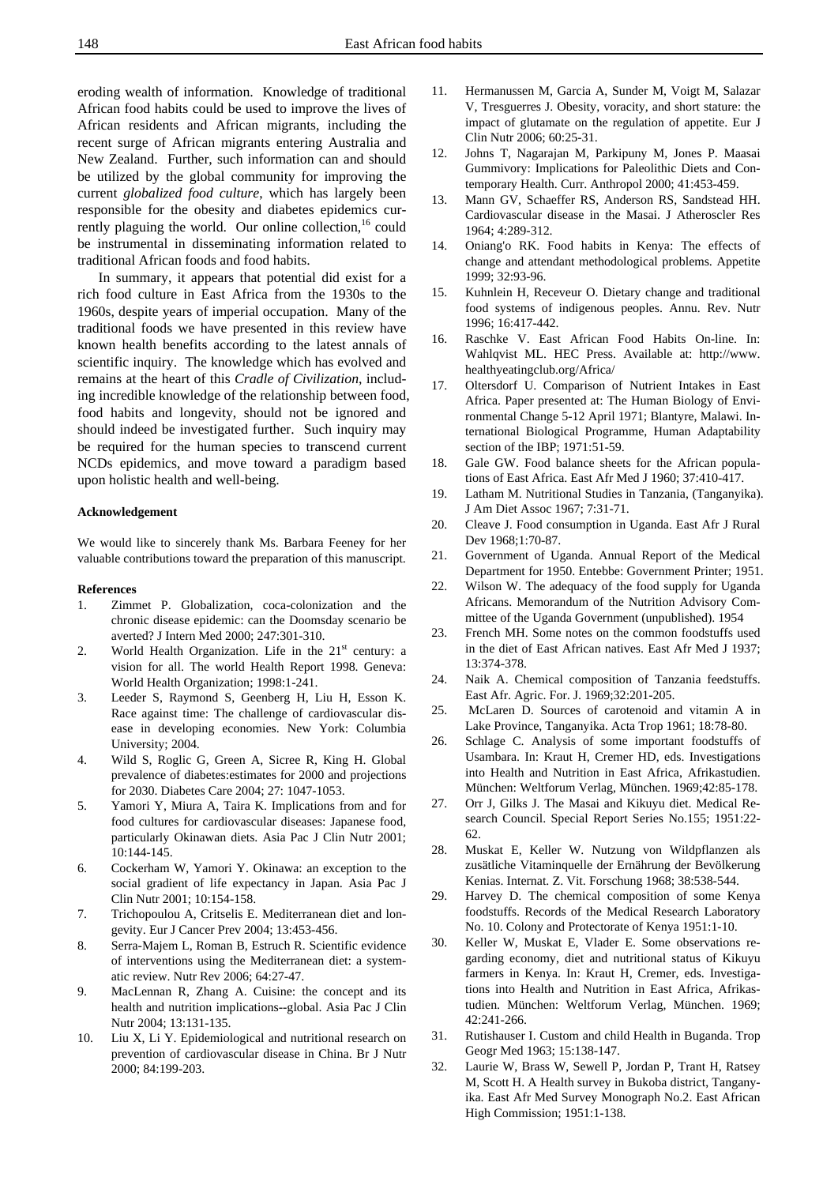eroding wealth of information. Knowledge of traditional African food habits could be used to improve the lives of African residents and African migrants, including the recent surge of African migrants entering Australia and New Zealand. Further, such information can and should be utilized by the global community for improving the current *globalized food culture*, which has largely been responsible for the obesity and diabetes epidemics currently plaguing the world. Our online collection,[16] could be instrumental in disseminating information related to traditional African foods and food habits.

In summary, it appears that potential did exist for a rich food culture in East Africa from the 1930s to the 1960s, despite years of imperial occupation. Many of the traditional foods we have presented in this review have known health benefits according to the latest annals of scientific inquiry. The knowledge which has evolved and remains at the heart of this *Cradle of Civilization*, including incredible knowledge of the relationship between food, food habits and longevity, should not be ignored and should indeed be investigated further. Such inquiry may be required for the human species to transcend current NCDs epidemics, and move toward a paradigm based upon holistic health and well-being.

#### Acknowledgement

We would like to sincerely thank Ms. Barbara Feeney for her valuable contributions toward the preparation of this manuscript.

#### References

1. Zimmet P. Globalization, coca-colonization and the chronic disease epidemic: can the Doomsday scenario be averted? J Intern Med 2000; 247:301-310.
2. World Health Organization. Life in the 21st century: a vision for all. The world Health Report 1998. Geneva: World Health Organization; 1998:1-241.
3. Leeder S, Raymond S, Geenberg H, Liu H, Esson K. Race against time: The challenge of cardiovascular disease in developing economies. New York: Columbia University; 2004.
4. Wild S, Roglic G, Green A, Sicree R, King H. Global prevalence of diabetes:estimates for 2000 and projections for 2030. Diabetes Care 2004; 27: 1047-1053.
5. Yamori Y, Miura A, Taira K. Implications from and for food cultures for cardiovascular diseases: Japanese food, particularly Okinawan diets. Asia Pac J Clin Nutr 2001; 10:144-145.
6. Cockerham W, Yamori Y. Okinawa: an exception to the social gradient of life expectancy in Japan. Asia Pac J Clin Nutr 2001; 10:154-158.
7. Trichopoulou A, Critselis E. Mediterranean diet and longevity. Eur J Cancer Prev 2004; 13:453-456.
8. Serra-Majem L, Roman B, Estruch R. Scientific evidence of interventions using the Mediterranean diet: a systematic review. Nutr Rev 2006; 64:27-47.
9. MacLennan R, Zhang A. Cuisine: the concept and its health and nutrition implications--global. Asia Pac J Clin Nutr 2004; 13:131-135.
10. Liu X, Li Y. Epidemiological and nutritional research on prevention of cardiovascular disease in China. Br J Nutr 2000; 84:199-203.
11. Hermanussen M, Garcia A, Sunder M, Voigt M, Salazar V, Tresguerres J. Obesity, voracity, and short stature: the impact of glutamate on the regulation of appetite. Eur J Clin Nutr 2006; 60:25-31.
12. Johns T, Nagarajan M, Parkipuny M, Jones P. Maasai Gummivory: Implications for Paleolithic Diets and Contemporary Health. Curr. Anthropol 2000; 41:453-459.
13. Mann GV, Schaeffer RS, Anderson RS, Sandstead HH. Cardiovascular disease in the Masai. J Atheroscler Res 1964; 4:289-312.
14. Oniang'o RK. Food habits in Kenya: The effects of change and attendant methodological problems. Appetite 1999; 32:93-96.
15. Kuhnlein H, Receveur O. Dietary change and traditional food systems of indigenous peoples. Annu. Rev. Nutr 1996; 16:417-442.
16. Raschke V. East African Food Habits On-line. In: Wahlqvist ML. HEC Press. Available at: http://www.healthyeatingclub.org/Africa/
17. Oltersdorf U. Comparison of Nutrient Intakes in East Africa. Paper presented at: The Human Biology of Environmental Change 5-12 April 1971; Blantyre, Malawi. International Biological Programme, Human Adaptability section of the IBP; 1971:51-59.
18. Gale GW. Food balance sheets for the African populations of East Africa. East Afr Med J 1960; 37:410-417.
19. Latham M. Nutritional Studies in Tanzania, (Tanganyika). J Am Diet Assoc 1967; 7:31-71.
20. Cleave J. Food consumption in Uganda. East Afr J Rural Dev 1968;1:70-87.
21. Government of Uganda. Annual Report of the Medical Department for 1950. Entebbe: Government Printer; 1951.
22. Wilson W. The adequacy of the food supply for Uganda Africans. Memorandum of the Nutrition Advisory Committee of the Uganda Government (unpublished). 1954
23. French MH. Some notes on the common foodstuffs used in the diet of East African natives. East Afr Med J 1937; 13:374-378.
24. Naik A. Chemical composition of Tanzania feedstuffs. East Afr. Agric. For. J. 1969;32:201-205.
25. McLaren D. Sources of carotenoid and vitamin A in Lake Province, Tanganyika. Acta Trop 1961; 18:78-80.
26. Schlage C. Analysis of some important foodstuffs of Usambara. In: Kraut H, Cremer HD, eds. Investigations into Health and Nutrition in East Africa, Afrikastudien. München: Weltforum Verlag, München. 1969;42:85-178.
27. Orr J, Gilks J. The Masai and Kikuyu diet. Medical Research Council. Special Report Series No.155; 1951:22-62.
28. Muskat E, Keller W. Nutzung von Wildpflanzen als zusätliche Vitaminquelle der Ernährung der Bevölkerung Kenias. Internat. Z. Vit. Forschung 1968; 38:538-544.
29. Harvey D. The chemical composition of some Kenya foodstuffs. Records of the Medical Research Laboratory No. 10. Colony and Protectorate of Kenya 1951:1-10.
30. Keller W, Muskat E, Vlader E. Some observations regarding economy, diet and nutritional status of Kikuyu farmers in Kenya. In: Kraut H, Cremer, eds. Investigations into Health and Nutrition in East Africa, Afrikastudien. München: Weltforum Verlag, München. 1969; 42:241-266.
31. Rutishauser I. Custom and child Health in Buganda. Trop Geogr Med 1963; 15:138-147.
32. Laurie W, Brass W, Sewell P, Jordan P, Trant H, Ratsey M, Scott H. A Health survey in Bukoba district, Tanganyika. East Afr Med Survey Monograph No.2. East African High Commission; 1951:1-138.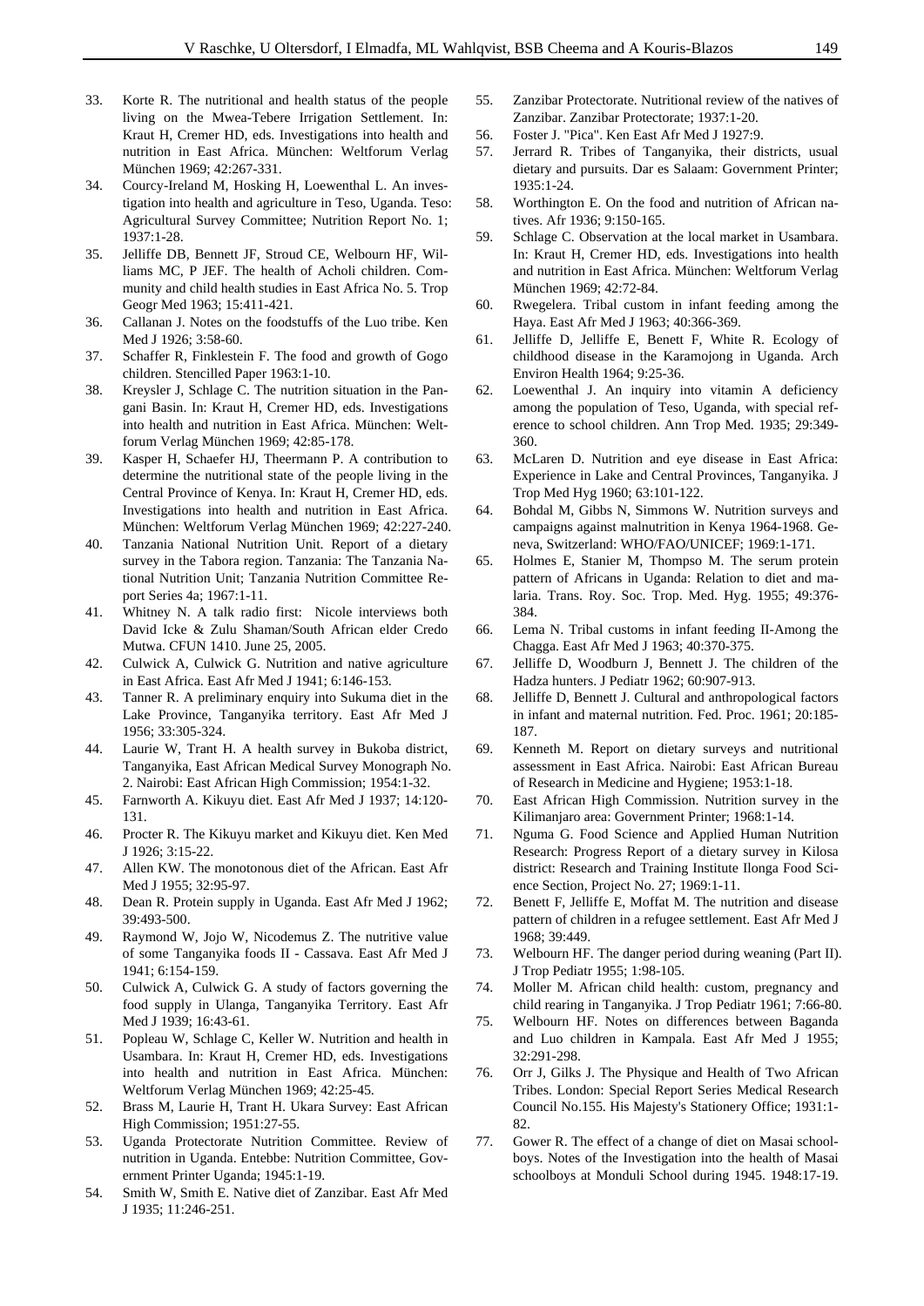33. Korte R. The nutritional and health status of the people living on the Mwea-Tebere Irrigation Settlement. In: Kraut H, Cremer HD, eds. Investigations into health and nutrition in East Africa. München: Weltforum Verlag München 1969; 42:267-331.
34. Courcy-Ireland M, Hosking H, Loewenthal L. An investigation into health and agriculture in Teso, Uganda. Teso: Agricultural Survey Committee; Nutrition Report No. 1; 1937:1-28.
35. Jelliffe DB, Bennett JF, Stroud CE, Welbourn HF, Williams MC, P JEF. The health of Acholi children. Community and child health studies in East Africa No. 5. Trop Geogr Med 1963; 15:411-421.
36. Callanan J. Notes on the foodstuffs of the Luo tribe. Ken Med J 1926; 3:58-60.
37. Schaffer R, Finklestein F. The food and growth of Gogo children. Stencilled Paper 1963:1-10.
38. Kreysler J, Schlage C. The nutrition situation in the Pangani Basin. In: Kraut H, Cremer HD, eds. Investigations into health and nutrition in East Africa. München: Weltforum Verlag München 1969; 42:85-178.
39. Kasper H, Schaefer HJ, Theermann P. A contribution to determine the nutritional state of the people living in the Central Province of Kenya. In: Kraut H, Cremer HD, eds. Investigations into health and nutrition in East Africa. München: Weltforum Verlag München 1969; 42:227-240.
40. Tanzania National Nutrition Unit. Report of a dietary survey in the Tabora region. Tanzania: The Tanzania National Nutrition Unit; Tanzania Nutrition Committee Report Series 4a; 1967:1-11.
41. Whitney N. A talk radio first: Nicole interviews both David Icke & Zulu Shaman/South African elder Credo Mutwa. CFUN 1410. June 25, 2005.
42. Culwick A, Culwick G. Nutrition and native agriculture in East Africa. East Afr Med J 1941; 6:146-153.
43. Tanner R. A preliminary enquiry into Sukuma diet in the Lake Province, Tanganyika territory. East Afr Med J 1956; 33:305-324.
44. Laurie W, Trant H. A health survey in Bukoba district, Tanganyika, East African Medical Survey Monograph No. 2. Nairobi: East African High Commission; 1954:1-32.
45. Farnworth A. Kikuyu diet. East Afr Med J 1937; 14:120-131.
46. Procter R. The Kikuyu market and Kikuyu diet. Ken Med J 1926; 3:15-22.
47. Allen KW. The monotonous diet of the African. East Afr Med J 1955; 32:95-97.
48. Dean R. Protein supply in Uganda. East Afr Med J 1962; 39:493-500.
49. Raymond W, Jojo W, Nicodemus Z. The nutritive value of some Tanganyika foods II - Cassava. East Afr Med J 1941; 6:154-159.
50. Culwick A, Culwick G. A study of factors governing the food supply in Ulanga, Tanganyika Territory. East Afr Med J 1939; 16:43-61.
51. Popleau W, Schlage C, Keller W. Nutrition and health in Usambara. In: Kraut H, Cremer HD, eds. Investigations into health and nutrition in East Africa. München: Weltforum Verlag München 1969; 42:25-45.
52. Brass M, Laurie H, Trant H. Ukara Survey: East African High Commission; 1951:27-55.
53. Uganda Protectorate Nutrition Committee. Review of nutrition in Uganda. Entebbe: Nutrition Committee, Government Printer Uganda; 1945:1-19.
54. Smith W, Smith E. Native diet of Zanzibar. East Afr Med J 1935; 11:246-251.
55. Zanzibar Protectorate. Nutritional review of the natives of Zanzibar. Zanzibar Protectorate; 1937:1-20.
56. Foster J. "Pica". Ken East Afr Med J 1927:9.
57. Jerrard R. Tribes of Tanganyika, their districts, usual dietary and pursuits. Dar es Salaam: Government Printer; 1935:1-24.
58. Worthington E. On the food and nutrition of African natives. Afr 1936; 9:150-165.
59. Schlage C. Observation at the local market in Usambara. In: Kraut H, Cremer HD, eds. Investigations into health and nutrition in East Africa. München: Weltforum Verlag München 1969; 42:72-84.
60. Rwegelera. Tribal custom in infant feeding among the Haya. East Afr Med J 1963; 40:366-369.
61. Jelliffe D, Jelliffe E, Benett F, White R. Ecology of childhood disease in the Karamojong in Uganda. Arch Environ Health 1964; 9:25-36.
62. Loewenthal J. An inquiry into vitamin A deficiency among the population of Teso, Uganda, with special reference to school children. Ann Trop Med. 1935; 29:349-360.
63. McLaren D. Nutrition and eye disease in East Africa: Experience in Lake and Central Provinces, Tanganyika. J Trop Med Hyg 1960; 63:101-122.
64. Bohdal M, Gibbs N, Simmons W. Nutrition surveys and campaigns against malnutrition in Kenya 1964-1968. Geneva, Switzerland: WHO/FAO/UNICEF; 1969:1-171.
65. Holmes E, Stanier M, Thompso M. The serum protein pattern of Africans in Uganda: Relation to diet and malaria. Trans. Roy. Soc. Trop. Med. Hyg. 1955; 49:376-384.
66. Lema N. Tribal customs in infant feeding II-Among the Chagga. East Afr Med J 1963; 40:370-375.
67. Jelliffe D, Woodburn J, Bennett J. The children of the Hadza hunters. J Pediatr 1962; 60:907-913.
68. Jelliffe D, Bennett J. Cultural and anthropological factors in infant and maternal nutrition. Fed. Proc. 1961; 20:185-187.
69. Kenneth M. Report on dietary surveys and nutritional assessment in East Africa. Nairobi: East African Bureau of Research in Medicine and Hygiene; 1953:1-18.
70. East African High Commission. Nutrition survey in the Kilimanjaro area: Government Printer; 1968:1-14.
71. Nguma G. Food Science and Applied Human Nutrition Research: Progress Report of a dietary survey in Kilosa district: Research and Training Institute Ilonga Food Science Section, Project No. 27; 1969:1-11.
72. Benett F, Jelliffe E, Moffat M. The nutrition and disease pattern of children in a refugee settlement. East Afr Med J 1968; 39:449.
73. Welbourn HF. The danger period during weaning (Part II). J Trop Pediatr 1955; 1:98-105.
74. Moller M. African child health: custom, pregnancy and child rearing in Tanganyika. J Trop Pediatr 1961; 7:66-80.
75. Welbourn HF. Notes on differences between Baganda and Luo children in Kampala. East Afr Med J 1955; 32:291-298.
76. Orr J, Gilks J. The Physique and Health of Two African Tribes. London: Special Report Series Medical Research Council No.155. His Majesty's Stationery Office; 1931:1-82.
77. Gower R. The effect of a change of diet on Masai schoolboys. Notes of the Investigation into the health of Masai schoolboys at Monduli School during 1945. 1948:17-19.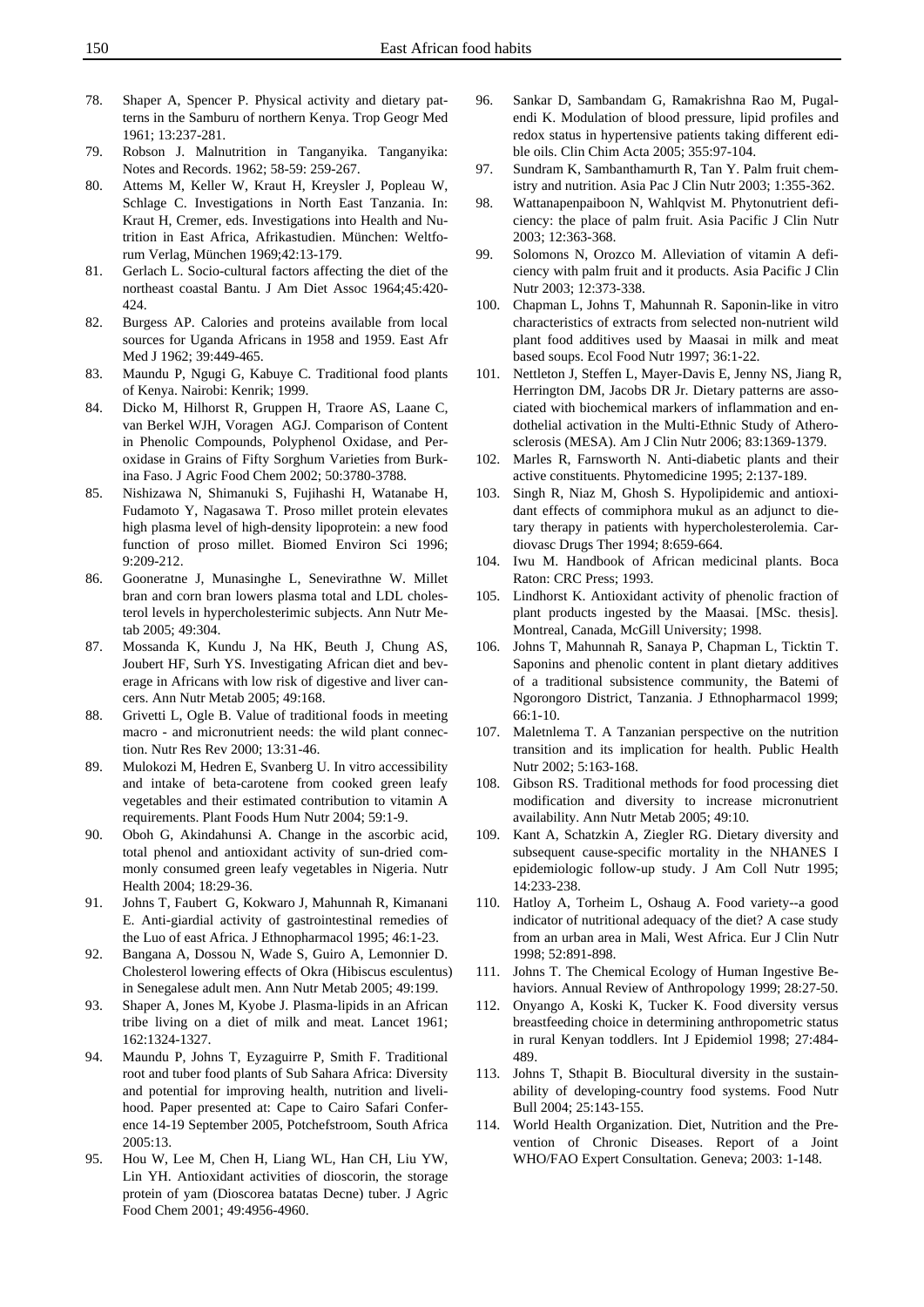78. Shaper A, Spencer P. Physical activity and dietary patterns in the Samburu of northern Kenya. Trop Geogr Med 1961; 13:237-281.
79. Robson J. Malnutrition in Tanganyika. Tanganyika: Notes and Records. 1962; 58-59: 259-267.
80. Attems M, Keller W, Kraut H, Kreysler J, Popleau W, Schlage C. Investigations in North East Tanzania. In: Kraut H, Cremer, eds. Investigations into Health and Nutrition in East Africa, Afrikastudien. München: Weltforum Verlag, München 1969;42:13-179.
81. Gerlach L. Socio-cultural factors affecting the diet of the northeast coastal Bantu. J Am Diet Assoc 1964;45:420-424.
82. Burgess AP. Calories and proteins available from local sources for Uganda Africans in 1958 and 1959. East Afr Med J 1962; 39:449-465.
83. Maundu P, Ngugi G, Kabuye C. Traditional food plants of Kenya. Nairobi: Kenrik; 1999.
84. Dicko M, Hilhorst R, Gruppen H, Traore AS, Laane C, van Berkel WJH, Voragen AGJ. Comparison of Content in Phenolic Compounds, Polyphenol Oxidase, and Peroxidase in Grains of Fifty Sorghum Varieties from Burkina Faso. J Agric Food Chem 2002; 50:3780-3788.
85. Nishizawa N, Shimanuki S, Fujihashi H, Watanabe H, Fudamoto Y, Nagasawa T. Proso millet protein elevates high plasma level of high-density lipoprotein: a new food function of proso millet. Biomed Environ Sci 1996; 9:209-212.
86. Gooneratne J, Munasinghe L, Senevirathne W. Millet bran and corn bran lowers plasma total and LDL cholesterol levels in hypercholesterimic subjects. Ann Nutr Metab 2005; 49:304.
87. Mossanda K, Kundu J, Na HK, Beuth J, Chung AS, Joubert HF, Surh YS. Investigating African diet and beverage in Africans with low risk of digestive and liver cancers. Ann Nutr Metab 2005; 49:168.
88. Grivetti L, Ogle B. Value of traditional foods in meeting macro - and micronutrient needs: the wild plant connection. Nutr Res Rev 2000; 13:31-46.
89. Mulokozi M, Hedren E, Svanberg U. In vitro accessibility and intake of beta-carotene from cooked green leafy vegetables and their estimated contribution to vitamin A requirements. Plant Foods Hum Nutr 2004; 59:1-9.
90. Oboh G, Akindahunsi A. Change in the ascorbic acid, total phenol and antioxidant activity of sun-dried commonly consumed green leafy vegetables in Nigeria. Nutr Health 2004; 18:29-36.
91. Johns T, Faubert G, Kokwaro J, Mahunnah R, Kimanani E. Anti-giardial activity of gastrointestinal remedies of the Luo of east Africa. J Ethnopharmacol 1995; 46:1-23.
92. Bangana A, Dossou N, Wade S, Guiro A, Lemonnier D. Cholesterol lowering effects of Okra (Hibiscus esculentus) in Senegalese adult men. Ann Nutr Metab 2005; 49:199.
93. Shaper A, Jones M, Kyobe J. Plasma-lipids in an African tribe living on a diet of milk and meat. Lancet 1961; 162:1324-1327.
94. Maundu P, Johns T, Eyzaguirre P, Smith F. Traditional root and tuber food plants of Sub Sahara Africa: Diversity and potential for improving health, nutrition and livelihood. Paper presented at: Cape to Cairo Safari Conference 14-19 September 2005, Potchefstroom, South Africa 2005:13.
95. Hou W, Lee M, Chen H, Liang WL, Han CH, Liu YW, Lin YH. Antioxidant activities of dioscorin, the storage protein of yam (Dioscorea batatas Decne) tuber. J Agric Food Chem 2001; 49:4956-4960.
96. Sankar D, Sambandam G, Ramakrishna Rao M, Pugalendi K. Modulation of blood pressure, lipid profiles and redox status in hypertensive patients taking different edible oils. Clin Chim Acta 2005; 355:97-104.
97. Sundram K, Sambanthamurth R, Tan Y. Palm fruit chemistry and nutrition. Asia Pac J Clin Nutr 2003; 1:355-362.
98. Wattanapenpaiboon N, Wahlqvist M. Phytonutrient deficiency: the place of palm fruit. Asia Pacific J Clin Nutr 2003; 12:363-368.
99. Solomons N, Orozco M. Alleviation of vitamin A deficiency with palm fruit and it products. Asia Pacific J Clin Nutr 2003; 12:373-338.
100. Chapman L, Johns T, Mahunnah R. Saponin-like in vitro characteristics of extracts from selected non-nutrient wild plant food additives used by Maasai in milk and meat based soups. Ecol Food Nutr 1997; 36:1-22.
101. Nettleton J, Steffen L, Mayer-Davis E, Jenny NS, Jiang R, Herrington DM, Jacobs DR Jr. Dietary patterns are associated with biochemical markers of inflammation and endothelial activation in the Multi-Ethnic Study of Atherosclerosis (MESA). Am J Clin Nutr 2006; 83:1369-1379.
102. Marles R, Farnsworth N. Anti-diabetic plants and their active constituents. Phytomedicine 1995; 2:137-189.
103. Singh R, Niaz M, Ghosh S. Hypolipidemic and antioxidant effects of commiphora mukul as an adjunct to dietary therapy in patients with hypercholesterolemia. Cardiovasc Drugs Ther 1994; 8:659-664.
104. Iwu M. Handbook of African medicinal plants. Boca Raton: CRC Press; 1993.
105. Lindhorst K. Antioxidant activity of phenolic fraction of plant products ingested by the Maasai. [MSc. thesis]. Montreal, Canada, McGill University; 1998.
106. Johns T, Mahunnah R, Sanaya P, Chapman L, Ticktin T. Saponins and phenolic content in plant dietary additives of a traditional subsistence community, the Batemi of Ngorongoro District, Tanzania. J Ethnopharmacol 1999; 66:1-10.
107. Maletnlema T. A Tanzanian perspective on the nutrition transition and its implication for health. Public Health Nutr 2002; 5:163-168.
108. Gibson RS. Traditional methods for food processing diet modification and diversity to increase micronutrient availability. Ann Nutr Metab 2005; 49:10.
109. Kant A, Schatzkin A, Ziegler RG. Dietary diversity and subsequent cause-specific mortality in the NHANES I epidemiologic follow-up study. J Am Coll Nutr 1995; 14:233-238.
110. Hatloy A, Torheim L, Oshaug A. Food variety--a good indicator of nutritional adequacy of the diet? A case study from an urban area in Mali, West Africa. Eur J Clin Nutr 1998; 52:891-898.
111. Johns T. The Chemical Ecology of Human Ingestive Behaviors. Annual Review of Anthropology 1999; 28:27-50.
112. Onyango A, Koski K, Tucker K. Food diversity versus breastfeeding choice in determining anthropometric status in rural Kenyan toddlers. Int J Epidemiol 1998; 27:484-489.
113. Johns T, Sthapit B. Biocultural diversity in the sustainability of developing-country food systems. Food Nutr Bull 2004; 25:143-155.
114. World Health Organization. Diet, Nutrition and the Prevention of Chronic Diseases. Report of a Joint WHO/FAO Expert Consultation. Geneva; 2003: 1-148.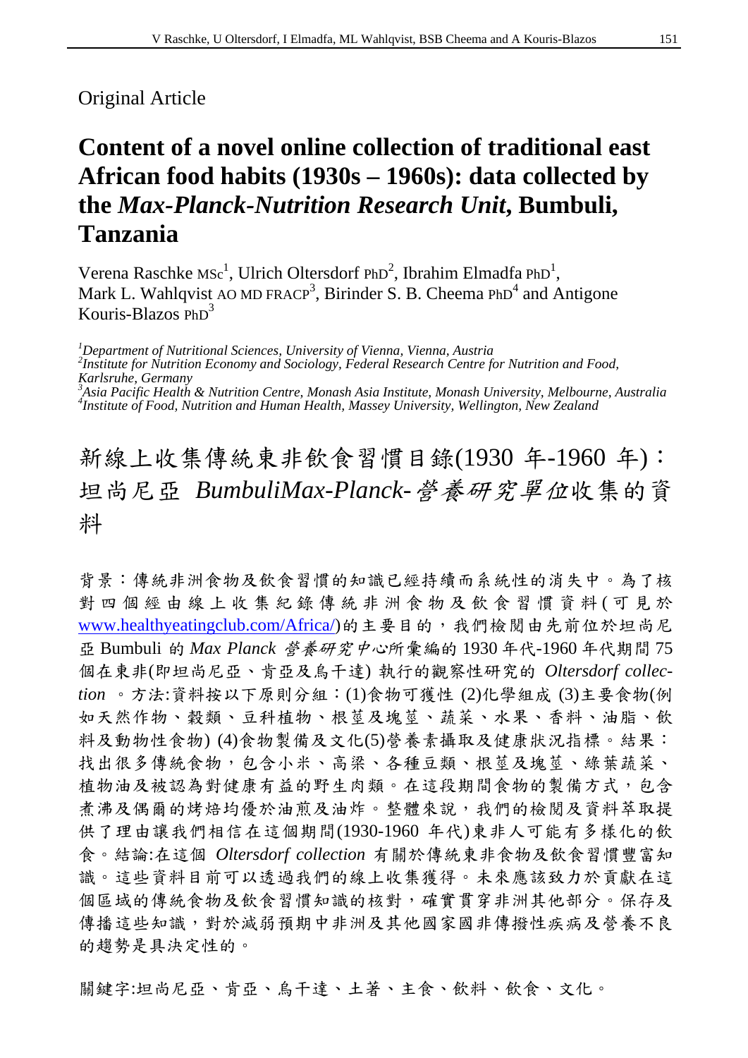Original Article

# Content of a novel online collection of traditional east African food habits (1930s – 1960s): data collected by the *Max-Planck-Nutrition Research Unit,* Bumbuli, Tanzania

Verena Raschke MSc[1], Ulrich Oltersdorf PhD[2], Ibrahim Elmadfa PhD[1], Mark L. Wahlqvist AO MD FRACP[3], Birinder S. B. Cheema PhD[4] and Antigone Kouris-Blazos PhD[3]

*[1]Department of Nutritional Sciences, University of Vienna, Vienna, Austria*
*[2]Institute for Nutrition Economy and Sociology, Federal Research Centre for Nutrition and Food, Karlsruhe, Germany*
*[3]Asia Pacific Health & Nutrition Centre, Monash Asia Institute, Monash University, Melbourne, Australia*
*[4]Institute of Food, Nutrition and Human Health, Massey University, Wellington, New Zealand*

# 新線上收集傳統東非飲食習慣目錄(1930 年-1960 年)：坦尚尼亞 *BumbuliMax-Planck-營養研究單位*收集的資料

背景：傳統非洲食物及飲食習慣的知識已經持續而系統性的消失中。為了核對四個經由線上收集紀錄傳統非洲食物及飲食習慣資料(可見於 www.healthyeatingclub.com/Africa/)的主要目的，我們檢閱由先前位於坦尚尼亞 Bumbuli 的 *Max Planck 營養研究中心*所彙編的 1930 年代-1960 年代期間 75 個在東非(即坦尚尼亞、肯亞及烏干達) 執行的觀察性研究的 *Oltersdorf collection* 。方法:資料按以下原則分組：(1)食物可獲性 (2)化學組成 (3)主要食物(例如天然作物、穀類、豆科植物、根莖及塊莖、蔬菜、水果、香料、油脂、飲料及動物性食物) (4)食物製備及文化(5)營養素攝取及健康狀況指標。結果：找出很多傳統食物，包含小米、高粱、各種豆類、根莖及塊莖、綠葉蔬菜、植物油及被認為對健康有益的野生肉類。在這段期間食物的製備方式，包含煮沸及偶爾的烤焙均優於油煎及油炸。整體來說，我們的檢閱及資料萃取提供了理由讓我們相信在這個期間(1930-1960 年代)東非人可能有多樣化的飲食。結論:在這個 *Oltersdorf collection* 有關於傳統東非食物及飲食習慣豐富知識。這些資料目前可以透過我們的線上收集獲得。未來應該致力於貢獻在這個區域的傳統食物及飲食習慣知識的核對，確實貫穿非洲其他部分。保存及傳播這些知識，對於減弱預期中非洲及其他國家國非傳撥性疾病及營養不良的趨勢是具決定性的。

關鍵字:坦尚尼亞、肯亞、烏干達、土著、主食、飲料、飲食、文化。